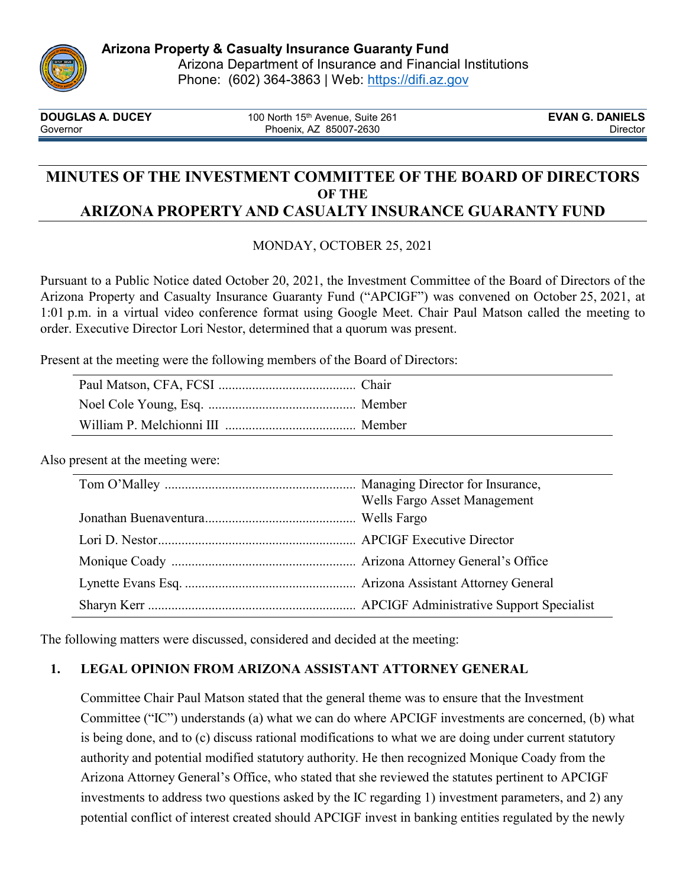**Arizona Property & Casualty Insurance Guaranty Fund**
Arizona Department of Insurance and Financial Institutions
Phone: (602) 364-3863 | Web: https://difi.az.gov

| **DOUGLAS A. DUCEY**<br>Governor | 100 North 15th Avenue, Suite 261<br>Phoenix, AZ 85007-2630 | **EVAN G. DANIELS**<br>Director |
|---|---|---|

# MINUTES OF THE INVESTMENT COMMITTEE OF THE BOARD OF DIRECTORS OF THE ARIZONA PROPERTY AND CASUALTY INSURANCE GUARANTY FUND

MONDAY, OCTOBER 25, 2021

Pursuant to a Public Notice dated October 20, 2021, the Investment Committee of the Board of Directors of the Arizona Property and Casualty Insurance Guaranty Fund ("APCIGF") was convened on October 25, 2021, at 1:01 p.m. in a virtual video conference format using Google Meet. Chair Paul Matson called the meeting to order. Executive Director Lori Nestor, determined that a quorum was present.

Present at the meeting were the following members of the Board of Directors:

| | |
|---|---|
| Paul Matson, CFA, FCSI | Chair |
| Noel Cole Young, Esq. | Member |
| William P. Melchionni III | Member |

Also present at the meeting were:

| | |
|---|---|
| Tom O'Malley | Managing Director for Insurance, Wells Fargo Asset Management |
| Jonathan Buenaventura | Wells Fargo |
| Lori D. Nestor | APCIGF Executive Director |
| Monique Coady | Arizona Attorney General's Office |
| Lynette Evans Esq. | Arizona Assistant Attorney General |
| Sharyn Kerr | APCIGF Administrative Support Specialist |

The following matters were discussed, considered and decided at the meeting:

## 1. LEGAL OPINION FROM ARIZONA ASSISTANT ATTORNEY GENERAL

Committee Chair Paul Matson stated that the general theme was to ensure that the Investment Committee ("IC") understands (a) what we can do where APCIGF investments are concerned, (b) what is being done, and to (c) discuss rational modifications to what we are doing under current statutory authority and potential modified statutory authority. He then recognized Monique Coady from the Arizona Attorney General's Office, who stated that she reviewed the statutes pertinent to APCIGF investments to address two questions asked by the IC regarding 1) investment parameters, and 2) any potential conflict of interest created should APCIGF invest in banking entities regulated by the newly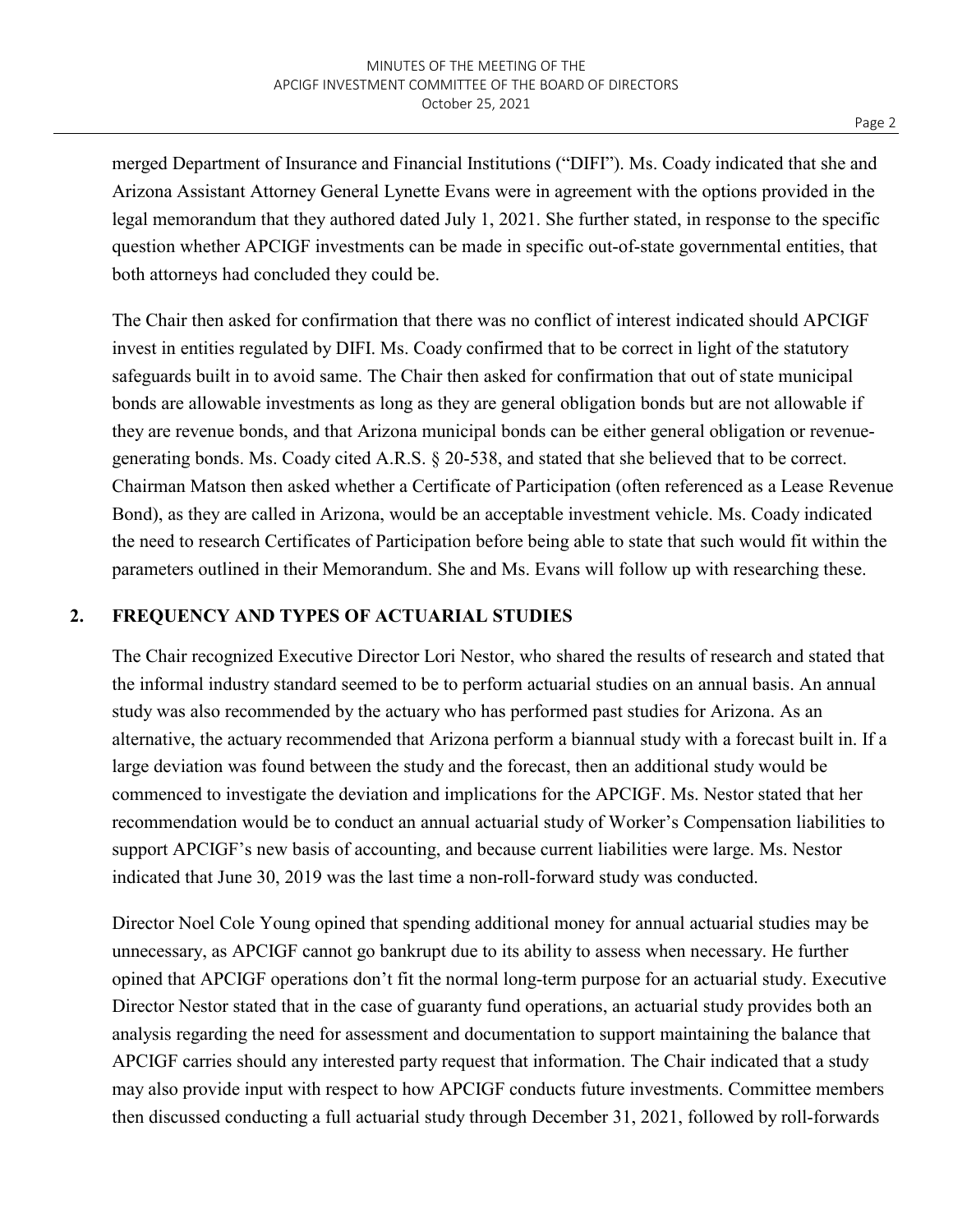merged Department of Insurance and Financial Institutions ("DIFI"). Ms. Coady indicated that she and Arizona Assistant Attorney General Lynette Evans were in agreement with the options provided in the legal memorandum that they authored dated July 1, 2021. She further stated, in response to the specific question whether APCIGF investments can be made in specific out-of-state governmental entities, that both attorneys had concluded they could be.

The Chair then asked for confirmation that there was no conflict of interest indicated should APCIGF invest in entities regulated by DIFI. Ms. Coady confirmed that to be correct in light of the statutory safeguards built in to avoid same. The Chair then asked for confirmation that out of state municipal bonds are allowable investments as long as they are general obligation bonds but are not allowable if they are revenue bonds, and that Arizona municipal bonds can be either general obligation or revenue-generating bonds. Ms. Coady cited A.R.S. § 20-538, and stated that she believed that to be correct. Chairman Matson then asked whether a Certificate of Participation (often referenced as a Lease Revenue Bond), as they are called in Arizona, would be an acceptable investment vehicle. Ms. Coady indicated the need to research Certificates of Participation before being able to state that such would fit within the parameters outlined in their Memorandum. She and Ms. Evans will follow up with researching these.

## 2. FREQUENCY AND TYPES OF ACTUARIAL STUDIES

The Chair recognized Executive Director Lori Nestor, who shared the results of research and stated that the informal industry standard seemed to be to perform actuarial studies on an annual basis. An annual study was also recommended by the actuary who has performed past studies for Arizona. As an alternative, the actuary recommended that Arizona perform a biannual study with a forecast built in. If a large deviation was found between the study and the forecast, then an additional study would be commenced to investigate the deviation and implications for the APCIGF. Ms. Nestor stated that her recommendation would be to conduct an annual actuarial study of Worker's Compensation liabilities to support APCIGF's new basis of accounting, and because current liabilities were large. Ms. Nestor indicated that June 30, 2019 was the last time a non-roll-forward study was conducted.

Director Noel Cole Young opined that spending additional money for annual actuarial studies may be unnecessary, as APCIGF cannot go bankrupt due to its ability to assess when necessary. He further opined that APCIGF operations don't fit the normal long-term purpose for an actuarial study. Executive Director Nestor stated that in the case of guaranty fund operations, an actuarial study provides both an analysis regarding the need for assessment and documentation to support maintaining the balance that APCIGF carries should any interested party request that information. The Chair indicated that a study may also provide input with respect to how APCIGF conducts future investments. Committee members then discussed conducting a full actuarial study through December 31, 2021, followed by roll-forwards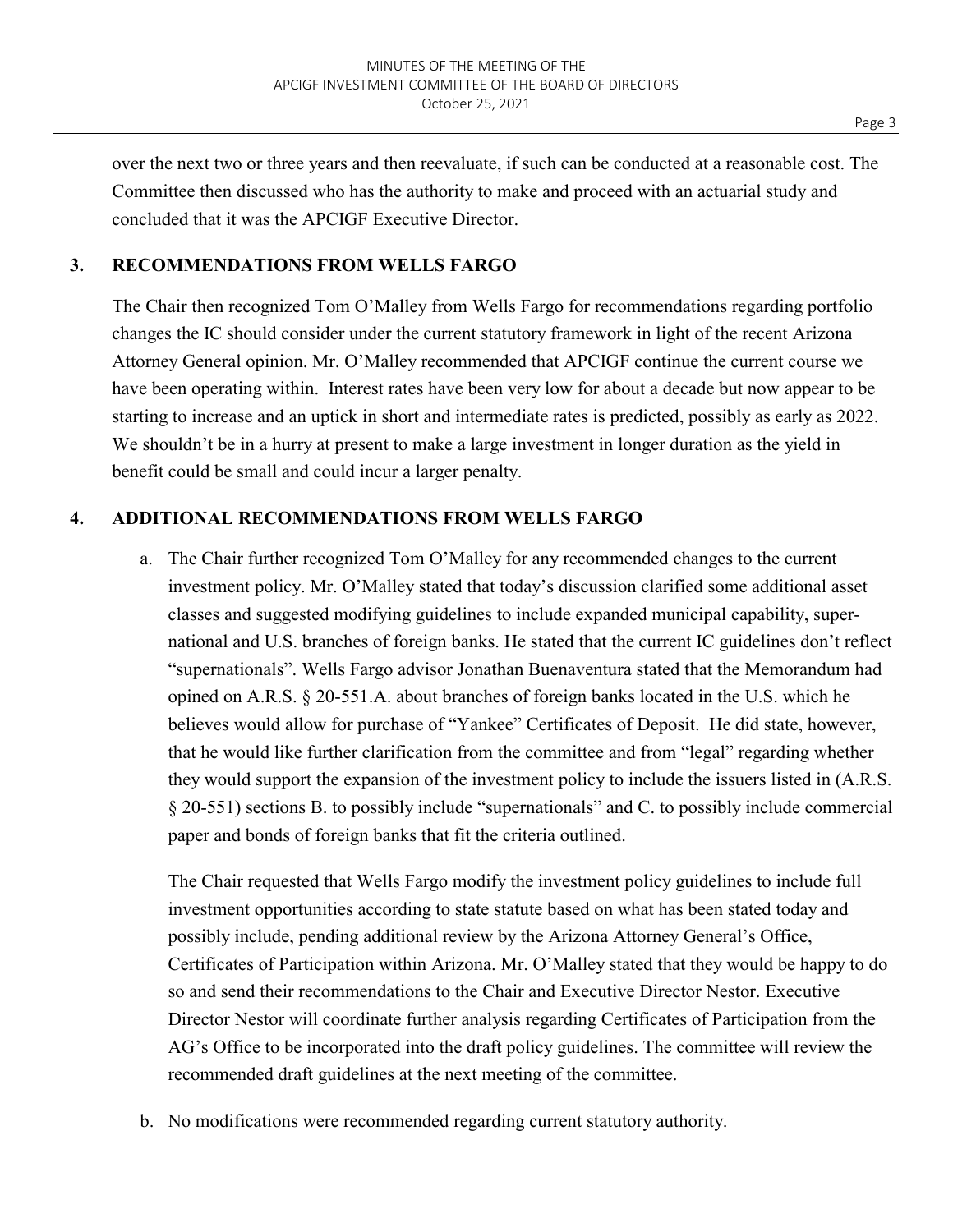over the next two or three years and then reevaluate, if such can be conducted at a reasonable cost. The Committee then discussed who has the authority to make and proceed with an actuarial study and concluded that it was the APCIGF Executive Director.

## 3. RECOMMENDATIONS FROM WELLS FARGO

The Chair then recognized Tom O'Malley from Wells Fargo for recommendations regarding portfolio changes the IC should consider under the current statutory framework in light of the recent Arizona Attorney General opinion. Mr. O'Malley recommended that APCIGF continue the current course we have been operating within. Interest rates have been very low for about a decade but now appear to be starting to increase and an uptick in short and intermediate rates is predicted, possibly as early as 2022. We shouldn't be in a hurry at present to make a large investment in longer duration as the yield in benefit could be small and could incur a larger penalty.

## 4. ADDITIONAL RECOMMENDATIONS FROM WELLS FARGO

a. The Chair further recognized Tom O'Malley for any recommended changes to the current investment policy. Mr. O'Malley stated that today's discussion clarified some additional asset classes and suggested modifying guidelines to include expanded municipal capability, super-national and U.S. branches of foreign banks. He stated that the current IC guidelines don't reflect "supernationals". Wells Fargo advisor Jonathan Buenaventura stated that the Memorandum had opined on A.R.S. § 20-551.A. about branches of foreign banks located in the U.S. which he believes would allow for purchase of "Yankee" Certificates of Deposit. He did state, however, that he would like further clarification from the committee and from "legal" regarding whether they would support the expansion of the investment policy to include the issuers listed in (A.R.S. § 20-551) sections B. to possibly include "supernationals" and C. to possibly include commercial paper and bonds of foreign banks that fit the criteria outlined.

   The Chair requested that Wells Fargo modify the investment policy guidelines to include full investment opportunities according to state statute based on what has been stated today and possibly include, pending additional review by the Arizona Attorney General's Office, Certificates of Participation within Arizona. Mr. O'Malley stated that they would be happy to do so and send their recommendations to the Chair and Executive Director Nestor. Executive Director Nestor will coordinate further analysis regarding Certificates of Participation from the AG's Office to be incorporated into the draft policy guidelines. The committee will review the recommended draft guidelines at the next meeting of the committee.

b. No modifications were recommended regarding current statutory authority.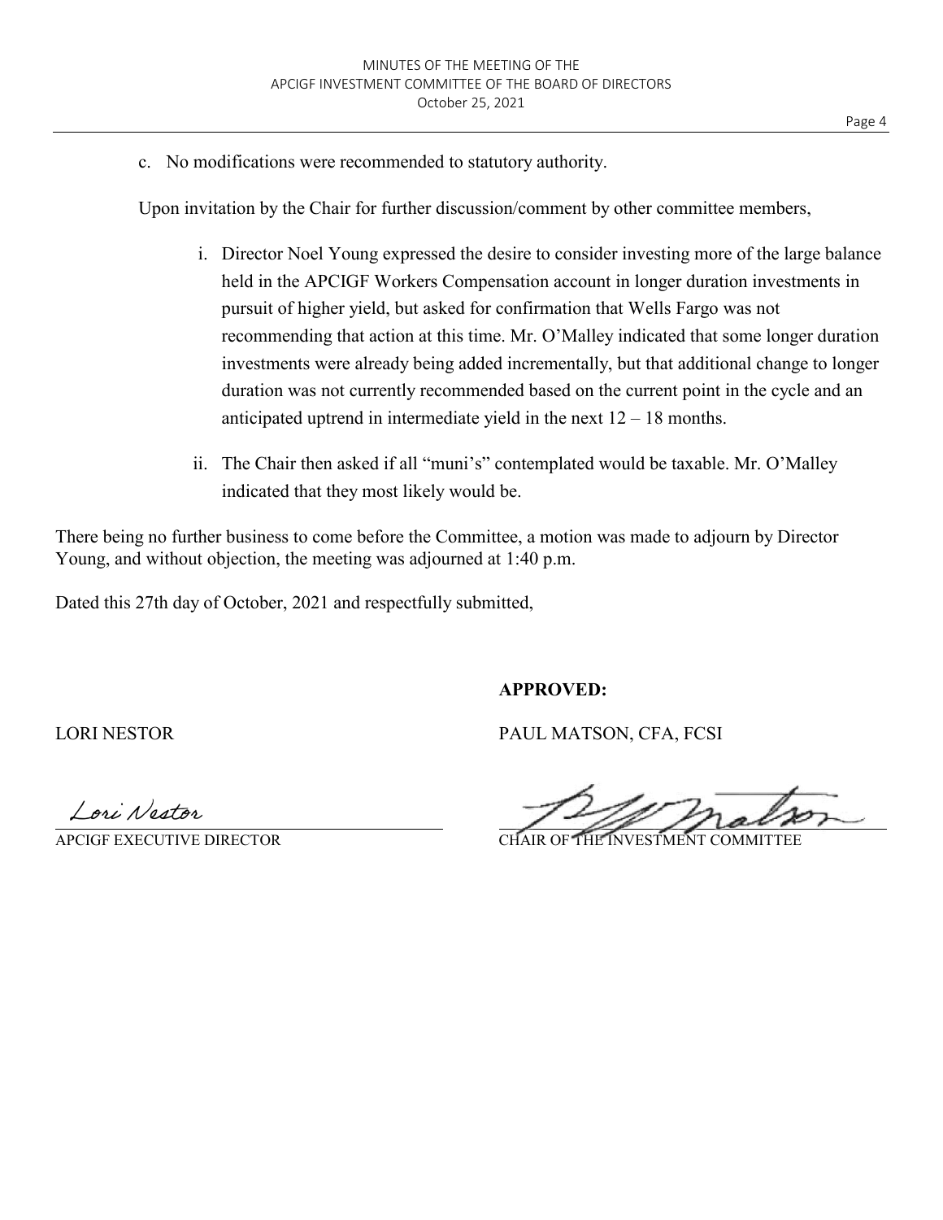c. No modifications were recommended to statutory authority.

Upon invitation by the Chair for further discussion/comment by other committee members,

i. Director Noel Young expressed the desire to consider investing more of the large balance held in the APCIGF Workers Compensation account in longer duration investments in pursuit of higher yield, but asked for confirmation that Wells Fargo was not recommending that action at this time. Mr. O'Malley indicated that some longer duration investments were already being added incrementally, but that additional change to longer duration was not currently recommended based on the current point in the cycle and an anticipated uptrend in intermediate yield in the next 12 – 18 months.

ii. The Chair then asked if all "muni's" contemplated would be taxable. Mr. O'Malley indicated that they most likely would be.

There being no further business to come before the Committee, a motion was made to adjourn by Director Young, and without objection, the meeting was adjourned at 1:40 p.m.

Dated this 27th day of October, 2021 and respectfully submitted,

**APPROVED:**

LORI NESTOR

Lori Nestor

APCIGF EXECUTIVE DIRECTOR

PAUL MATSON, CFA, FCSI

CHAIR OF THE INVESTMENT COMMITTEE